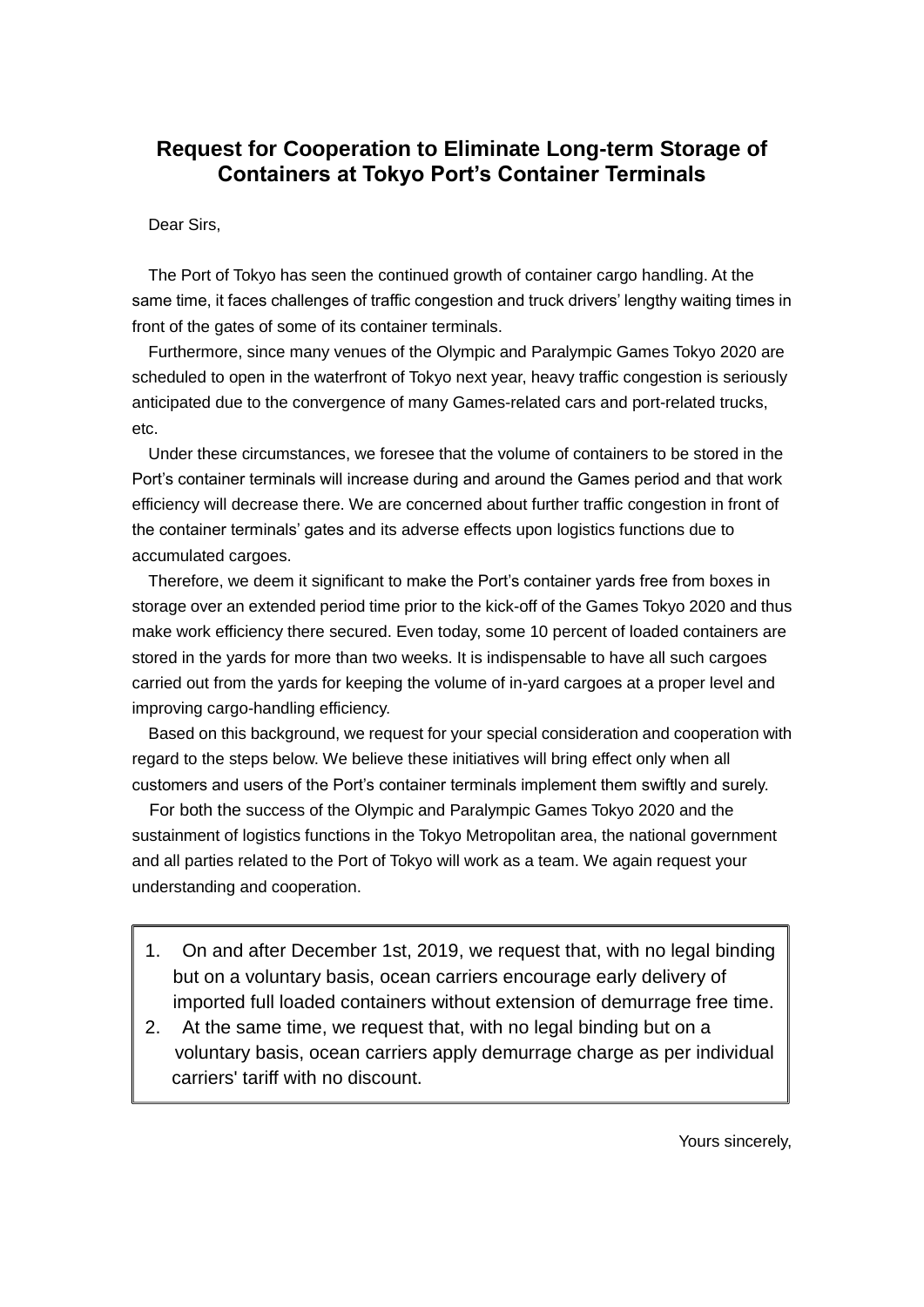# Request for Cooperation to Eliminate Long-term Storage of Containers at Tokyo Port's Container Terminals

Dear Sirs,

The Port of Tokyo has seen the continued growth of container cargo handling. At the same time, it faces challenges of traffic congestion and truck drivers' lengthy waiting times in front of the gates of some of its container terminals.

Furthermore, since many venues of the Olympic and Paralympic Games Tokyo 2020 are scheduled to open in the waterfront of Tokyo next year, heavy traffic congestion is seriously anticipated due to the convergence of many Games-related cars and port-related trucks, etc.

Under these circumstances, we foresee that the volume of containers to be stored in the Port's container terminals will increase during and around the Games period and that work efficiency will decrease there. We are concerned about further traffic congestion in front of the container terminals' gates and its adverse effects upon logistics functions due to accumulated cargoes.

Therefore, we deem it significant to make the Port's container yards free from boxes in storage over an extended period time prior to the kick-off of the Games Tokyo 2020 and thus make work efficiency there secured. Even today, some 10 percent of loaded containers are stored in the yards for more than two weeks. It is indispensable to have all such cargoes carried out from the yards for keeping the volume of in-yard cargoes at a proper level and improving cargo-handling efficiency.

Based on this background, we request for your special consideration and cooperation with regard to the steps below. We believe these initiatives will bring effect only when all customers and users of the Port's container terminals implement them swiftly and surely.

For both the success of the Olympic and Paralympic Games Tokyo 2020 and the sustainment of logistics functions in the Tokyo Metropolitan area, the national government and all parties related to the Port of Tokyo will work as a team. We again request your understanding and cooperation.

1. On and after December 1st, 2019, we request that, with no legal binding but on a voluntary basis, ocean carriers encourage early delivery of imported full loaded containers without extension of demurrage free time.
2. At the same time, we request that, with no legal binding but on a voluntary basis, ocean carriers apply demurrage charge as per individual carriers' tariff with no discount.

Yours sincerely,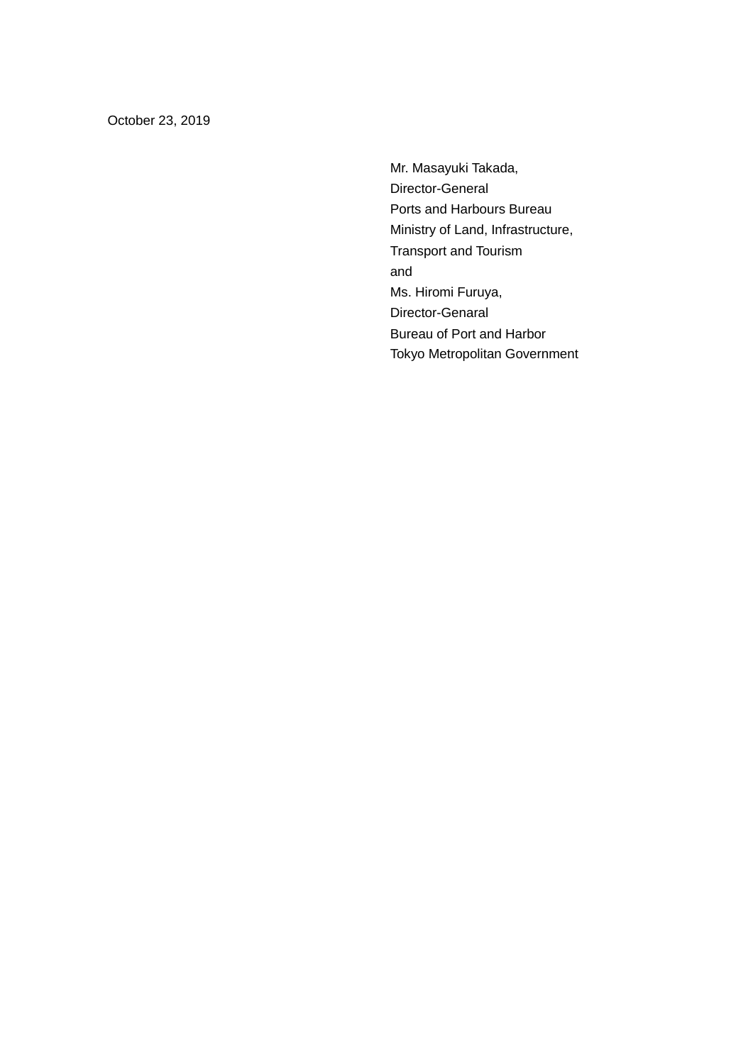October 23, 2019

Mr. Masayuki Takada,
Director-General
Ports and Harbours Bureau
Ministry of Land, Infrastructure,
Transport and Tourism
and
Ms. Hiromi Furuya,
Director-Genaral
Bureau of Port and Harbor
Tokyo Metropolitan Government